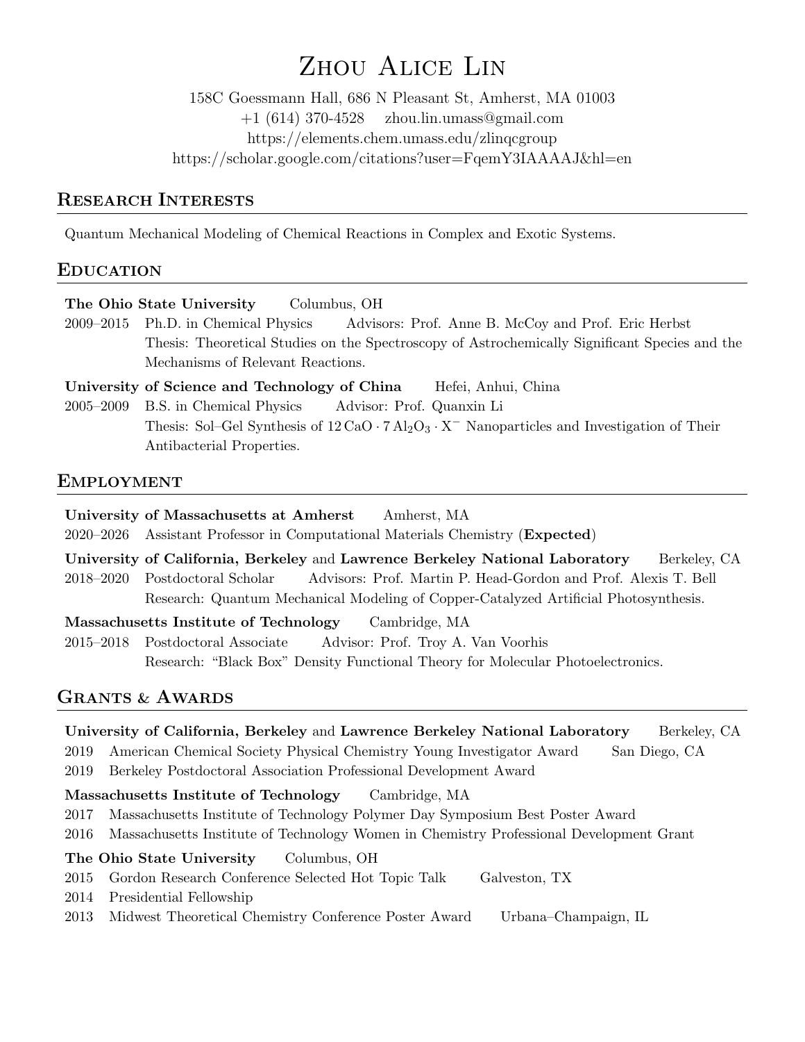# Zhou Alice Lin

158C Goessmann Hall, 686 N Pleasant St, Amherst, MA 01003
+1 (614) 370-4528    zhou.lin.umass@gmail.com
https://elements.chem.umass.edu/zlinqcgroup
https://scholar.google.com/citations?user=FqemY3IAAAAJ&hl=en

## Research Interests

Quantum Mechanical Modeling of Chemical Reactions in Complex and Exotic Systems.

## Education

**The Ohio State University**    Columbus, OH

2009–2015    Ph.D. in Chemical Physics    Advisors: Prof. Anne B. McCoy and Prof. Eric Herbst
Thesis: Theoretical Studies on the Spectroscopy of Astrochemically Significant Species and the Mechanisms of Relevant Reactions.

**University of Science and Technology of China**    Hefei, Anhui, China

2005–2009    B.S. in Chemical Physics    Advisor: Prof. Quanxin Li
Thesis: Sol–Gel Synthesis of $12\,CaO \cdot 7\,Al_2O_3 \cdot X^-$ Nanoparticles and Investigation of Their Antibacterial Properties.

## Employment

**University of Massachusetts at Amherst**    Amherst, MA

2020–2026    Assistant Professor in Computational Materials Chemistry (**Expected**)

**University of California, Berkeley** and **Lawrence Berkeley National Laboratory**    Berkeley, CA

2018–2020    Postdoctoral Scholar    Advisors: Prof. Martin P. Head-Gordon and Prof. Alexis T. Bell
Research: Quantum Mechanical Modeling of Copper-Catalyzed Artificial Photosynthesis.

**Massachusetts Institute of Technology**    Cambridge, MA

2015–2018    Postdoctoral Associate    Advisor: Prof. Troy A. Van Voorhis
Research: "Black Box" Density Functional Theory for Molecular Photoelectronics.

## Grants & Awards

**University of California, Berkeley** and **Lawrence Berkeley National Laboratory**    Berkeley, CA

2019    American Chemical Society Physical Chemistry Young Investigator Award    San Diego, CA
2019    Berkeley Postdoctoral Association Professional Development Award

**Massachusetts Institute of Technology**    Cambridge, MA

2017    Massachusetts Institute of Technology Polymer Day Symposium Best Poster Award
2016    Massachusetts Institute of Technology Women in Chemistry Professional Development Grant

**The Ohio State University**    Columbus, OH

2015    Gordon Research Conference Selected Hot Topic Talk    Galveston, TX
2014    Presidential Fellowship
2013    Midwest Theoretical Chemistry Conference Poster Award    Urbana–Champaign, IL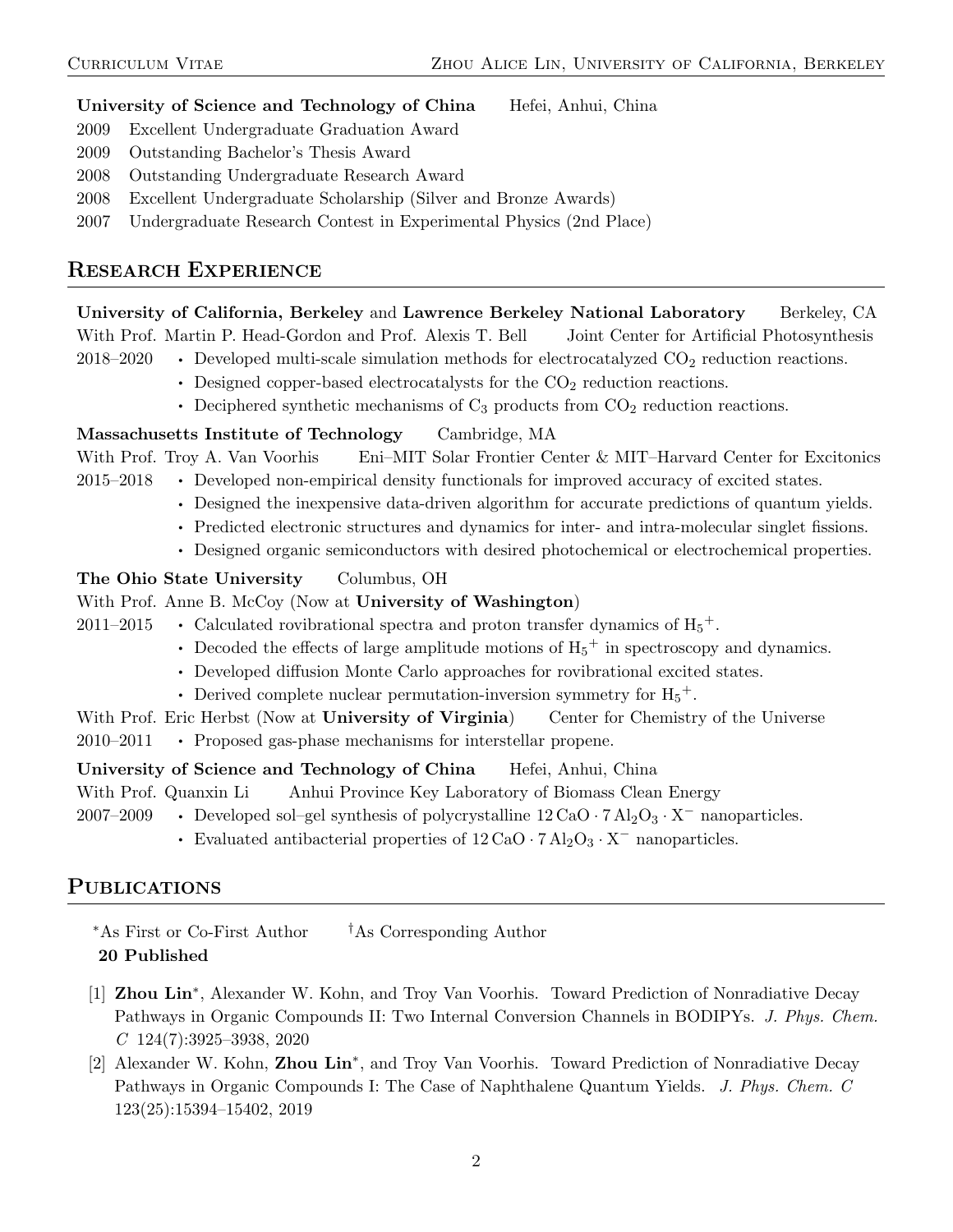**University of Science and Technology of China** Hefei, Anhui, China

- 2009 Excellent Undergraduate Graduation Award
- 2009 Outstanding Bachelor's Thesis Award
- 2008 Outstanding Undergraduate Research Award
- 2008 Excellent Undergraduate Scholarship (Silver and Bronze Awards)
- 2007 Undergraduate Research Contest in Experimental Physics (2nd Place)

## Research Experience

**University of California, Berkeley** and **Lawrence Berkeley National Laboratory** Berkeley, CA

With Prof. Martin P. Head-Gordon and Prof. Alexis T. Bell Joint Center for Artificial Photosynthesis

2018–2020
- Developed multi-scale simulation methods for electrocatalyzed $CO_2$ reduction reactions.
- Designed copper-based electrocatalysts for the $CO_2$ reduction reactions.
- Deciphered synthetic mechanisms of $C_3$ products from $CO_2$ reduction reactions.

**Massachusetts Institute of Technology** Cambridge, MA

With Prof. Troy A. Van Voorhis Eni–MIT Solar Frontier Center & MIT–Harvard Center for Excitonics

2015–2018
- Developed non-empirical density functionals for improved accuracy of excited states.
- Designed the inexpensive data-driven algorithm for accurate predictions of quantum yields.
- Predicted electronic structures and dynamics for inter- and intra-molecular singlet fissions.
- Designed organic semiconductors with desired photochemical or electrochemical properties.

**The Ohio State University** Columbus, OH

With Prof. Anne B. McCoy (Now at **University of Washington**)

2011–2015
- Calculated rovibrational spectra and proton transfer dynamics of $H_5^+$.
- Decoded the effects of large amplitude motions of $H_5^+$ in spectroscopy and dynamics.
- Developed diffusion Monte Carlo approaches for rovibrational excited states.
- Derived complete nuclear permutation-inversion symmetry for $H_5^+$.

With Prof. Eric Herbst (Now at **University of Virginia**) Center for Chemistry of the Universe

2010–2011
- Proposed gas-phase mechanisms for interstellar propene.

**University of Science and Technology of China** Hefei, Anhui, China

With Prof. Quanxin Li Anhui Province Key Laboratory of Biomass Clean Energy

2007–2009
- Developed sol–gel synthesis of polycrystalline $12\,CaO \cdot 7\,Al_2O_3 \cdot X^-$ nanoparticles.
- Evaluated antibacterial properties of $12\,CaO \cdot 7\,Al_2O_3 \cdot X^-$ nanoparticles.

## Publications

*As First or Co-First Author †As Corresponding Author

**20 Published**

[1] **Zhou Lin***, Alexander W. Kohn, and Troy Van Voorhis. Toward Prediction of Nonradiative Decay Pathways in Organic Compounds II: Two Internal Conversion Channels in BODIPYs. *J. Phys. Chem. C* 124(7):3925–3938, 2020

[2] Alexander W. Kohn, **Zhou Lin***, and Troy Van Voorhis. Toward Prediction of Nonradiative Decay Pathways in Organic Compounds I: The Case of Naphthalene Quantum Yields. *J. Phys. Chem. C* 123(25):15394–15402, 2019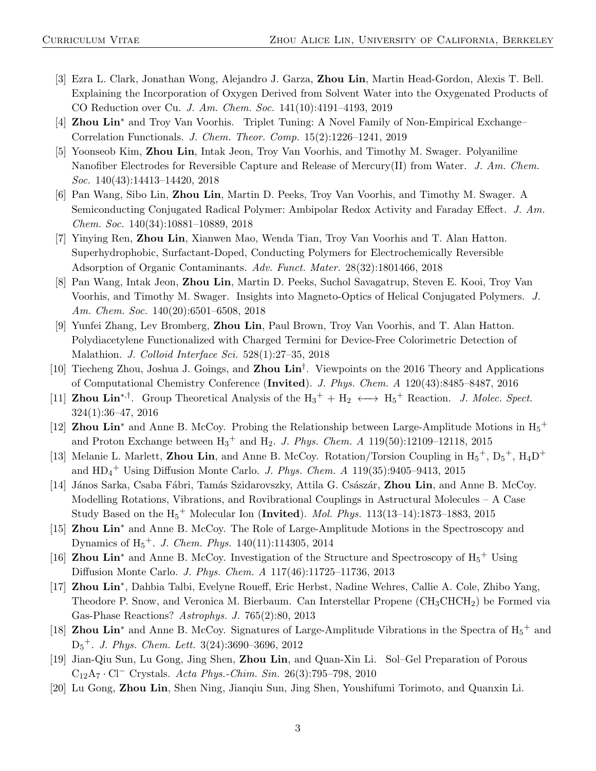[3] Ezra L. Clark, Jonathan Wong, Alejandro J. Garza, **Zhou Lin**, Martin Head-Gordon, Alexis T. Bell. Explaining the Incorporation of Oxygen Derived from Solvent Water into the Oxygenated Products of CO Reduction over Cu. *J. Am. Chem. Soc.* 141(10):4191–4193, 2019

[4] **Zhou Lin**\* and Troy Van Voorhis. Triplet Tuning: A Novel Family of Non-Empirical Exchange–Correlation Functionals. *J. Chem. Theor. Comp.* 15(2):1226–1241, 2019

[5] Yoonseob Kim, **Zhou Lin**, Intak Jeon, Troy Van Voorhis, and Timothy M. Swager. Polyaniline Nanofiber Electrodes for Reversible Capture and Release of Mercury(II) from Water. *J. Am. Chem. Soc.* 140(43):14413–14420, 2018

[6] Pan Wang, Sibo Lin, **Zhou Lin**, Martin D. Peeks, Troy Van Voorhis, and Timothy M. Swager. A Semiconducting Conjugated Radical Polymer: Ambipolar Redox Activity and Faraday Effect. *J. Am. Chem. Soc.* 140(34):10881–10889, 2018

[7] Yinying Ren, **Zhou Lin**, Xianwen Mao, Wenda Tian, Troy Van Voorhis and T. Alan Hatton. Superhydrophobic, Surfactant-Doped, Conducting Polymers for Electrochemically Reversible Adsorption of Organic Contaminants. *Adv. Funct. Mater.* 28(32):1801466, 2018

[8] Pan Wang, Intak Jeon, **Zhou Lin**, Martin D. Peeks, Suchol Savagatrup, Steven E. Kooi, Troy Van Voorhis, and Timothy M. Swager. Insights into Magneto-Optics of Helical Conjugated Polymers. *J. Am. Chem. Soc.* 140(20):6501–6508, 2018

[9] Yunfei Zhang, Lev Bromberg, **Zhou Lin**, Paul Brown, Troy Van Voorhis, and T. Alan Hatton. Polydiacetylene Functionalized with Charged Termini for Device-Free Colorimetric Detection of Malathion. *J. Colloid Interface Sci.* 528(1):27–35, 2018

[10] Tiecheng Zhou, Joshua J. Goings, and **Zhou Lin**†. Viewpoints on the 2016 Theory and Applications of Computational Chemistry Conference (**Invited**). *J. Phys. Chem. A* 120(43):8485–8487, 2016

[11] **Zhou Lin**\*,†. Group Theoretical Analysis of the $H_3^+$ + $H_2$ $\longleftrightarrow$ $H_5^+$ Reaction. *J. Molec. Spect.* 324(1):36–47, 2016

[12] **Zhou Lin**\* and Anne B. McCoy. Probing the Relationship between Large-Amplitude Motions in $H_5^+$ and Proton Exchange between $H_3^+$ and $H_2$. *J. Phys. Chem. A* 119(50):12109–12118, 2015

[13] Melanie L. Marlett, **Zhou Lin**, and Anne B. McCoy. Rotation/Torsion Coupling in $H_5^+$, $D_5^+$, $H_4D^+$ and $HD_4^+$ Using Diffusion Monte Carlo. *J. Phys. Chem. A* 119(35):9405–9413, 2015

[14] János Sarka, Csaba Fábri, Tamás Szidarovszky, Attila G. Császár, **Zhou Lin**, and Anne B. McCoy. Modelling Rotations, Vibrations, and Rovibrational Couplings in Astructural Molecules – A Case Study Based on the $H_5^+$ Molecular Ion (**Invited**). *Mol. Phys.* 113(13–14):1873–1883, 2015

[15] **Zhou Lin**\* and Anne B. McCoy. The Role of Large-Amplitude Motions in the Spectroscopy and Dynamics of $H_5^+$. *J. Chem. Phys.* 140(11):114305, 2014

[16] **Zhou Lin**\* and Anne B. McCoy. Investigation of the Structure and Spectroscopy of $H_5^+$ Using Diffusion Monte Carlo. *J. Phys. Chem. A* 117(46):11725–11736, 2013

[17] **Zhou Lin**\*, Dahbia Talbi, Evelyne Roueff, Eric Herbst, Nadine Wehres, Callie A. Cole, Zhibo Yang, Theodore P. Snow, and Veronica M. Bierbaum. Can Interstellar Propene ($CH_3CHCH_2$) be Formed via Gas-Phase Reactions? *Astrophys. J.* 765(2):80, 2013

[18] **Zhou Lin**\* and Anne B. McCoy. Signatures of Large-Amplitude Vibrations in the Spectra of $H_5^+$ and $D_5^+$. *J. Phys. Chem. Lett.* 3(24):3690–3696, 2012

[19] Jian-Qiu Sun, Lu Gong, Jing Shen, **Zhou Lin**, and Quan-Xin Li. Sol–Gel Preparation of Porous $C_{12}A_7 \cdot Cl^-$ Crystals. *Acta Phys.-Chim. Sin.* 26(3):795–798, 2010

[20] Lu Gong, **Zhou Lin**, Shen Ning, Jianqiu Sun, Jing Shen, Youshifumi Torimoto, and Quanxin Li.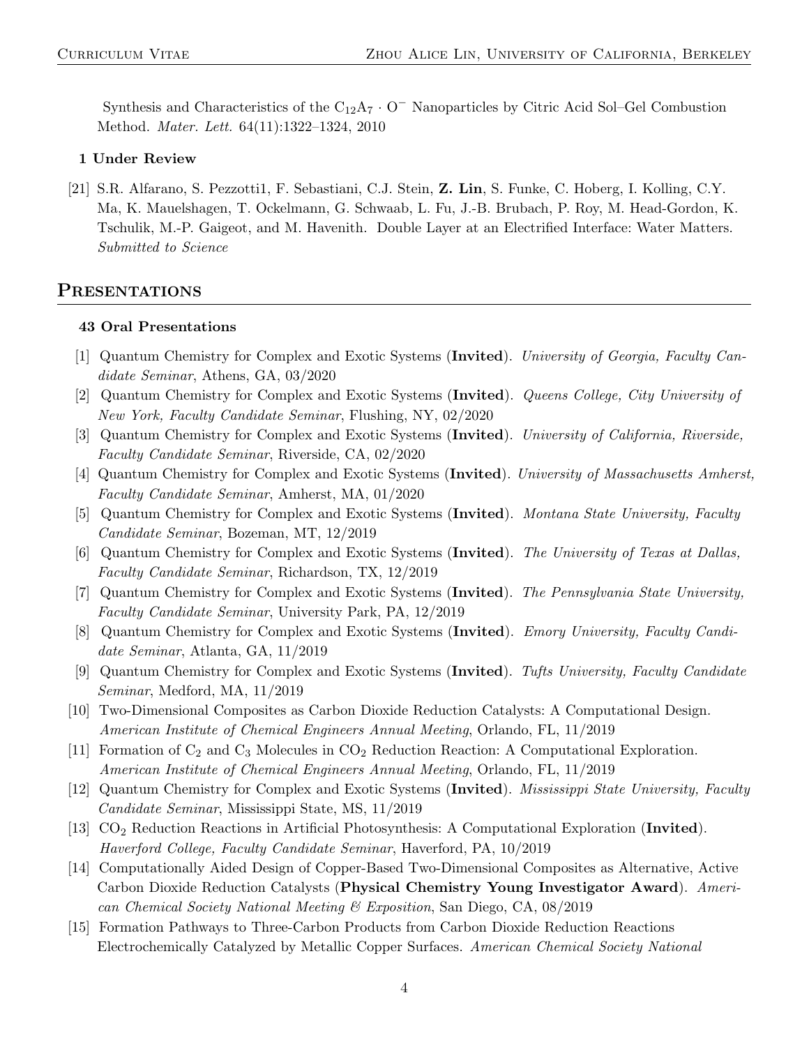Synthesis and Characteristics of the $C_{12}A_7 \cdot O^-$ Nanoparticles by Citric Acid Sol–Gel Combustion Method. *Mater. Lett.* 64(11):1322–1324, 2010

### 1 Under Review

[21] S.R. Alfarano, S. Pezzotti1, F. Sebastiani, C.J. Stein, **Z. Lin**, S. Funke, C. Hoberg, I. Kolling, C.Y. Ma, K. Mauelshagen, T. Ockelmann, G. Schwaab, L. Fu, J.-B. Brubach, P. Roy, M. Head-Gordon, K. Tschulik, M.-P. Gaigeot, and M. Havenith. Double Layer at an Electrified Interface: Water Matters. *Submitted to Science*

## Presentations

### 43 Oral Presentations

[1] Quantum Chemistry for Complex and Exotic Systems (**Invited**). *University of Georgia, Faculty Candidate Seminar*, Athens, GA, 03/2020

[2] Quantum Chemistry for Complex and Exotic Systems (**Invited**). *Queens College, City University of New York, Faculty Candidate Seminar*, Flushing, NY, 02/2020

[3] Quantum Chemistry for Complex and Exotic Systems (**Invited**). *University of California, Riverside, Faculty Candidate Seminar*, Riverside, CA, 02/2020

[4] Quantum Chemistry for Complex and Exotic Systems (**Invited**). *University of Massachusetts Amherst, Faculty Candidate Seminar*, Amherst, MA, 01/2020

[5] Quantum Chemistry for Complex and Exotic Systems (**Invited**). *Montana State University, Faculty Candidate Seminar*, Bozeman, MT, 12/2019

[6] Quantum Chemistry for Complex and Exotic Systems (**Invited**). *The University of Texas at Dallas, Faculty Candidate Seminar*, Richardson, TX, 12/2019

[7] Quantum Chemistry for Complex and Exotic Systems (**Invited**). *The Pennsylvania State University, Faculty Candidate Seminar*, University Park, PA, 12/2019

[8] Quantum Chemistry for Complex and Exotic Systems (**Invited**). *Emory University, Faculty Candidate Seminar*, Atlanta, GA, 11/2019

[9] Quantum Chemistry for Complex and Exotic Systems (**Invited**). *Tufts University, Faculty Candidate Seminar*, Medford, MA, 11/2019

[10] Two-Dimensional Composites as Carbon Dioxide Reduction Catalysts: A Computational Design. *American Institute of Chemical Engineers Annual Meeting*, Orlando, FL, 11/2019

[11] Formation of $C_2$ and $C_3$ Molecules in $CO_2$ Reduction Reaction: A Computational Exploration. *American Institute of Chemical Engineers Annual Meeting*, Orlando, FL, 11/2019

[12] Quantum Chemistry for Complex and Exotic Systems (**Invited**). *Mississippi State University, Faculty Candidate Seminar*, Mississippi State, MS, 11/2019

[13] $CO_2$ Reduction Reactions in Artificial Photosynthesis: A Computational Exploration (**Invited**). *Haverford College, Faculty Candidate Seminar*, Haverford, PA, 10/2019

[14] Computationally Aided Design of Copper-Based Two-Dimensional Composites as Alternative, Active Carbon Dioxide Reduction Catalysts (**Physical Chemistry Young Investigator Award**). *American Chemical Society National Meeting & Exposition*, San Diego, CA, 08/2019

[15] Formation Pathways to Three-Carbon Products from Carbon Dioxide Reduction Reactions Electrochemically Catalyzed by Metallic Copper Surfaces. *American Chemical Society National*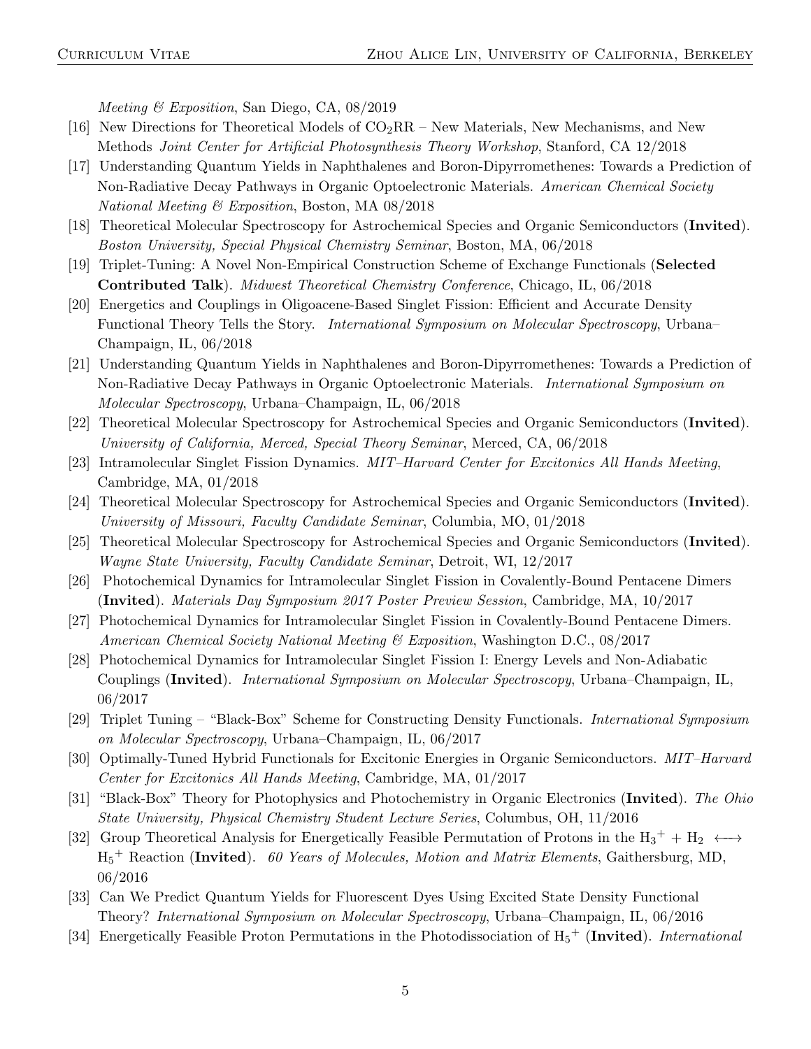*Meeting & Exposition*, San Diego, CA, 08/2019

[16] New Directions for Theoretical Models of $CO_2$RR – New Materials, New Mechanisms, and New Methods *Joint Center for Artificial Photosynthesis Theory Workshop*, Stanford, CA 12/2018

[17] Understanding Quantum Yields in Naphthalenes and Boron-Dipyrromethenes: Towards a Prediction of Non-Radiative Decay Pathways in Organic Optoelectronic Materials. *American Chemical Society National Meeting & Exposition*, Boston, MA 08/2018

[18] Theoretical Molecular Spectroscopy for Astrochemical Species and Organic Semiconductors (**Invited**). *Boston University, Special Physical Chemistry Seminar*, Boston, MA, 06/2018

[19] Triplet-Tuning: A Novel Non-Empirical Construction Scheme of Exchange Functionals (**Selected Contributed Talk**). *Midwest Theoretical Chemistry Conference*, Chicago, IL, 06/2018

[20] Energetics and Couplings in Oligoacene-Based Singlet Fission: Efficient and Accurate Density Functional Theory Tells the Story. *International Symposium on Molecular Spectroscopy*, Urbana–Champaign, IL, 06/2018

[21] Understanding Quantum Yields in Naphthalenes and Boron-Dipyrromethenes: Towards a Prediction of Non-Radiative Decay Pathways in Organic Optoelectronic Materials. *International Symposium on Molecular Spectroscopy*, Urbana–Champaign, IL, 06/2018

[22] Theoretical Molecular Spectroscopy for Astrochemical Species and Organic Semiconductors (**Invited**). *University of California, Merced, Special Theory Seminar*, Merced, CA, 06/2018

[23] Intramolecular Singlet Fission Dynamics. *MIT–Harvard Center for Excitonics All Hands Meeting*, Cambridge, MA, 01/2018

[24] Theoretical Molecular Spectroscopy for Astrochemical Species and Organic Semiconductors (**Invited**). *University of Missouri, Faculty Candidate Seminar*, Columbia, MO, 01/2018

[25] Theoretical Molecular Spectroscopy for Astrochemical Species and Organic Semiconductors (**Invited**). *Wayne State University, Faculty Candidate Seminar*, Detroit, WI, 12/2017

[26] Photochemical Dynamics for Intramolecular Singlet Fission in Covalently-Bound Pentacene Dimers (**Invited**). *Materials Day Symposium 2017 Poster Preview Session*, Cambridge, MA, 10/2017

[27] Photochemical Dynamics for Intramolecular Singlet Fission in Covalently-Bound Pentacene Dimers. *American Chemical Society National Meeting & Exposition*, Washington D.C., 08/2017

[28] Photochemical Dynamics for Intramolecular Singlet Fission I: Energy Levels and Non-Adiabatic Couplings (**Invited**). *International Symposium on Molecular Spectroscopy*, Urbana–Champaign, IL, 06/2017

[29] Triplet Tuning – "Black-Box" Scheme for Constructing Density Functionals. *International Symposium on Molecular Spectroscopy*, Urbana–Champaign, IL, 06/2017

[30] Optimally-Tuned Hybrid Functionals for Excitonic Energies in Organic Semiconductors. *MIT–Harvard Center for Excitonics All Hands Meeting*, Cambridge, MA, 01/2017

[31] "Black-Box" Theory for Photophysics and Photochemistry in Organic Electronics (**Invited**). *The Ohio State University, Physical Chemistry Student Lecture Series*, Columbus, OH, 11/2016

[32] Group Theoretical Analysis for Energetically Feasible Permutation of Protons in the $H_3^+ + H_2 \longleftrightarrow H_5^+$ Reaction (**Invited**). *60 Years of Molecules, Motion and Matrix Elements*, Gaithersburg, MD, 06/2016

[33] Can We Predict Quantum Yields for Fluorescent Dyes Using Excited State Density Functional Theory? *International Symposium on Molecular Spectroscopy*, Urbana–Champaign, IL, 06/2016

[34] Energetically Feasible Proton Permutations in the Photodissociation of $H_5^+$ (**Invited**). *International*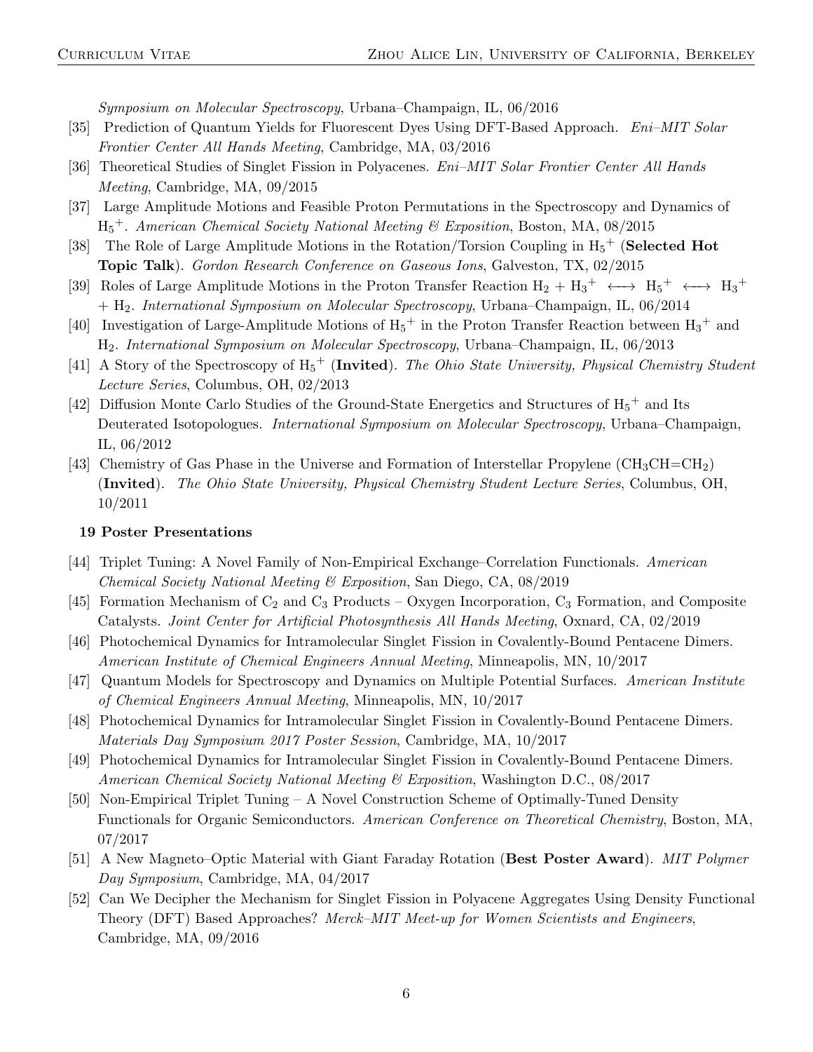*Symposium on Molecular Spectroscopy*, Urbana–Champaign, IL, 06/2016

[35] Prediction of Quantum Yields for Fluorescent Dyes Using DFT-Based Approach. *Eni–MIT Solar Frontier Center All Hands Meeting*, Cambridge, MA, 03/2016

[36] Theoretical Studies of Singlet Fission in Polyacenes. *Eni–MIT Solar Frontier Center All Hands Meeting*, Cambridge, MA, 09/2015

[37] Large Amplitude Motions and Feasible Proton Permutations in the Spectroscopy and Dynamics of $H_5^+$. *American Chemical Society National Meeting & Exposition*, Boston, MA, 08/2015

[38] The Role of Large Amplitude Motions in the Rotation/Torsion Coupling in $H_5^+$ (**Selected Hot Topic Talk**). *Gordon Research Conference on Gaseous Ions*, Galveston, TX, 02/2015

[39] Roles of Large Amplitude Motions in the Proton Transfer Reaction $H_2 + H_3^+ \longleftrightarrow H_5^+ \longleftrightarrow H_3^+ + H_2$. *International Symposium on Molecular Spectroscopy*, Urbana–Champaign, IL, 06/2014

[40] Investigation of Large-Amplitude Motions of $H_5^+$ in the Proton Transfer Reaction between $H_3^+$ and $H_2$. *International Symposium on Molecular Spectroscopy*, Urbana–Champaign, IL, 06/2013

[41] A Story of the Spectroscopy of $H_5^+$ (**Invited**). *The Ohio State University, Physical Chemistry Student Lecture Series*, Columbus, OH, 02/2013

[42] Diffusion Monte Carlo Studies of the Ground-State Energetics and Structures of $H_5^+$ and Its Deuterated Isotopologues. *International Symposium on Molecular Spectroscopy*, Urbana–Champaign, IL, 06/2012

[43] Chemistry of Gas Phase in the Universe and Formation of Interstellar Propylene ($CH_3CH{=}CH_2$) (**Invited**). *The Ohio State University, Physical Chemistry Student Lecture Series*, Columbus, OH, 10/2011

### 19 Poster Presentations

[44] Triplet Tuning: A Novel Family of Non-Empirical Exchange–Correlation Functionals. *American Chemical Society National Meeting & Exposition*, San Diego, CA, 08/2019

[45] Formation Mechanism of $C_2$ and $C_3$ Products – Oxygen Incorporation, $C_3$ Formation, and Composite Catalysts. *Joint Center for Artificial Photosynthesis All Hands Meeting*, Oxnard, CA, 02/2019

[46] Photochemical Dynamics for Intramolecular Singlet Fission in Covalently-Bound Pentacene Dimers. *American Institute of Chemical Engineers Annual Meeting*, Minneapolis, MN, 10/2017

[47] Quantum Models for Spectroscopy and Dynamics on Multiple Potential Surfaces. *American Institute of Chemical Engineers Annual Meeting*, Minneapolis, MN, 10/2017

[48] Photochemical Dynamics for Intramolecular Singlet Fission in Covalently-Bound Pentacene Dimers. *Materials Day Symposium 2017 Poster Session*, Cambridge, MA, 10/2017

[49] Photochemical Dynamics for Intramolecular Singlet Fission in Covalently-Bound Pentacene Dimers. *American Chemical Society National Meeting & Exposition*, Washington D.C., 08/2017

[50] Non-Empirical Triplet Tuning – A Novel Construction Scheme of Optimally-Tuned Density Functionals for Organic Semiconductors. *American Conference on Theoretical Chemistry*, Boston, MA, 07/2017

[51] A New Magneto–Optic Material with Giant Faraday Rotation (**Best Poster Award**). *MIT Polymer Day Symposium*, Cambridge, MA, 04/2017

[52] Can We Decipher the Mechanism for Singlet Fission in Polyacene Aggregates Using Density Functional Theory (DFT) Based Approaches? *Merck–MIT Meet-up for Women Scientists and Engineers*, Cambridge, MA, 09/2016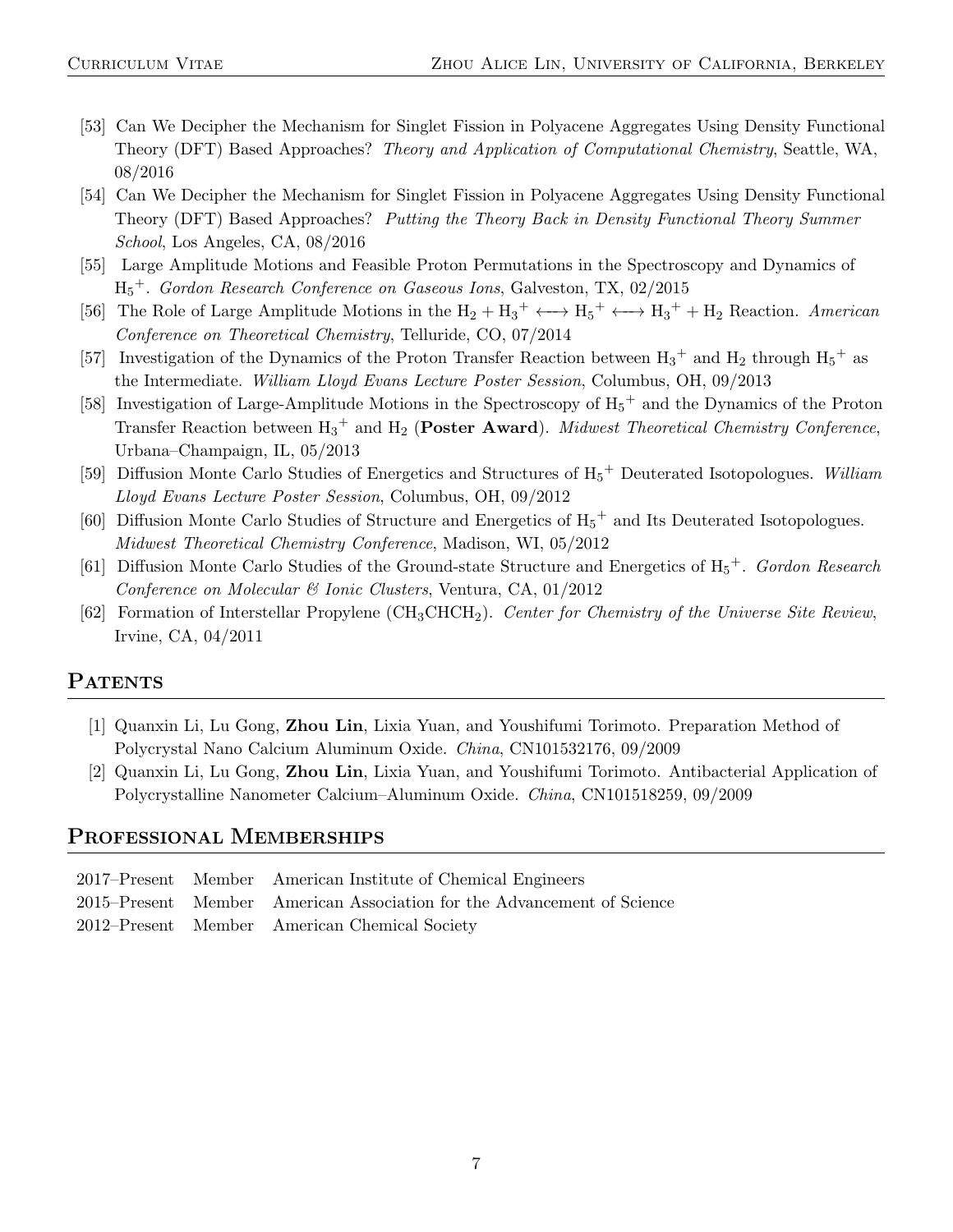[53] Can We Decipher the Mechanism for Singlet Fission in Polyacene Aggregates Using Density Functional Theory (DFT) Based Approaches? *Theory and Application of Computational Chemistry*, Seattle, WA, 08/2016

[54] Can We Decipher the Mechanism for Singlet Fission in Polyacene Aggregates Using Density Functional Theory (DFT) Based Approaches? *Putting the Theory Back in Density Functional Theory Summer School*, Los Angeles, CA, 08/2016

[55] Large Amplitude Motions and Feasible Proton Permutations in the Spectroscopy and Dynamics of $H_5^+$. *Gordon Research Conference on Gaseous Ions*, Galveston, TX, 02/2015

[56] The Role of Large Amplitude Motions in the $H_2 + H_3^+ \longleftrightarrow H_5^+ \longleftrightarrow H_3^+ + H_2$ Reaction. *American Conference on Theoretical Chemistry*, Telluride, CO, 07/2014

[57] Investigation of the Dynamics of the Proton Transfer Reaction between $H_3^+$ and $H_2$ through $H_5^+$ as the Intermediate. *William Lloyd Evans Lecture Poster Session*, Columbus, OH, 09/2013

[58] Investigation of Large-Amplitude Motions in the Spectroscopy of $H_5^+$ and the Dynamics of the Proton Transfer Reaction between $H_3^+$ and $H_2$ (**Poster Award**). *Midwest Theoretical Chemistry Conference*, Urbana–Champaign, IL, 05/2013

[59] Diffusion Monte Carlo Studies of Energetics and Structures of $H_5^+$ Deuterated Isotopologues. *William Lloyd Evans Lecture Poster Session*, Columbus, OH, 09/2012

[60] Diffusion Monte Carlo Studies of Structure and Energetics of $H_5^+$ and Its Deuterated Isotopologues. *Midwest Theoretical Chemistry Conference*, Madison, WI, 05/2012

[61] Diffusion Monte Carlo Studies of the Ground-state Structure and Energetics of $H_5^+$. *Gordon Research Conference on Molecular & Ionic Clusters*, Ventura, CA, 01/2012

[62] Formation of Interstellar Propylene ($CH_3CHCH_2$). *Center for Chemistry of the Universe Site Review*, Irvine, CA, 04/2011

## Patents

[1] Quanxin Li, Lu Gong, **Zhou Lin**, Lixia Yuan, and Youshifumi Torimoto. Preparation Method of Polycrystal Nano Calcium Aluminum Oxide. *China*, CN101532176, 09/2009

[2] Quanxin Li, Lu Gong, **Zhou Lin**, Lixia Yuan, and Youshifumi Torimoto. Antibacterial Application of Polycrystalline Nanometer Calcium–Aluminum Oxide. *China*, CN101518259, 09/2009

## Professional Memberships

| | | |
|---|---|---|
| 2017–Present | Member | American Institute of Chemical Engineers |
| 2015–Present | Member | American Association for the Advancement of Science |
| 2012–Present | Member | American Chemical Society |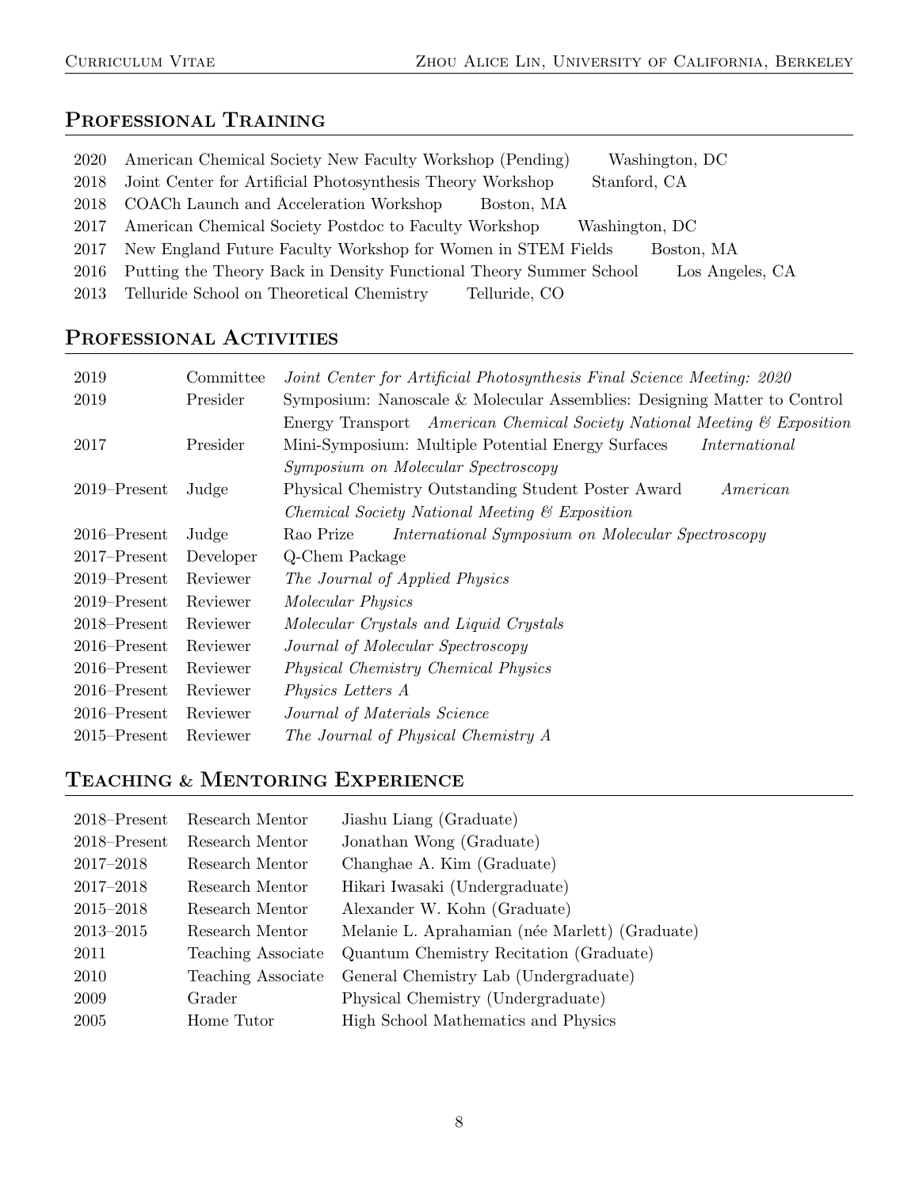## Professional Training

| | | |
|---|---|---|
| 2020 | American Chemical Society New Faculty Workshop (Pending) | Washington, DC |
| 2018 | Joint Center for Artificial Photosynthesis Theory Workshop | Stanford, CA |
| 2018 | COACh Launch and Acceleration Workshop | Boston, MA |
| 2017 | American Chemical Society Postdoc to Faculty Workshop | Washington, DC |
| 2017 | New England Future Faculty Workshop for Women in STEM Fields | Boston, MA |
| 2016 | Putting the Theory Back in Density Functional Theory Summer School | Los Angeles, CA |
| 2013 | Telluride School on Theoretical Chemistry | Telluride, CO |

## Professional Activities

| | | |
|---|---|---|
| 2019 | Committee | *Joint Center for Artificial Photosynthesis Final Science Meeting: 2020* |
| 2019 | Presider | Symposium: Nanoscale & Molecular Assemblies: Designing Matter to Control Energy Transport *American Chemical Society National Meeting & Exposition* |
| 2017 | Presider | Mini-Symposium: Multiple Potential Energy Surfaces *International Symposium on Molecular Spectroscopy* |
| 2019–Present | Judge | Physical Chemistry Outstanding Student Poster Award *American Chemical Society National Meeting & Exposition* |
| 2016–Present | Judge | Rao Prize *International Symposium on Molecular Spectroscopy* |
| 2017–Present | Developer | Q-Chem Package |
| 2019–Present | Reviewer | *The Journal of Applied Physics* |
| 2019–Present | Reviewer | *Molecular Physics* |
| 2018–Present | Reviewer | *Molecular Crystals and Liquid Crystals* |
| 2016–Present | Reviewer | *Journal of Molecular Spectroscopy* |
| 2016–Present | Reviewer | *Physical Chemistry Chemical Physics* |
| 2016–Present | Reviewer | *Physics Letters A* |
| 2016–Present | Reviewer | *Journal of Materials Science* |
| 2015–Present | Reviewer | *The Journal of Physical Chemistry A* |

## Teaching & Mentoring Experience

| | | |
|---|---|---|
| 2018–Present | Research Mentor | Jiashu Liang (Graduate) |
| 2018–Present | Research Mentor | Jonathan Wong (Graduate) |
| 2017–2018 | Research Mentor | Changhae A. Kim (Graduate) |
| 2017–2018 | Research Mentor | Hikari Iwasaki (Undergraduate) |
| 2015–2018 | Research Mentor | Alexander W. Kohn (Graduate) |
| 2013–2015 | Research Mentor | Melanie L. Aprahamian (née Marlett) (Graduate) |
| 2011 | Teaching Associate | Quantum Chemistry Recitation (Graduate) |
| 2010 | Teaching Associate | General Chemistry Lab (Undergraduate) |
| 2009 | Grader | Physical Chemistry (Undergraduate) |
| 2005 | Home Tutor | High School Mathematics and Physics |